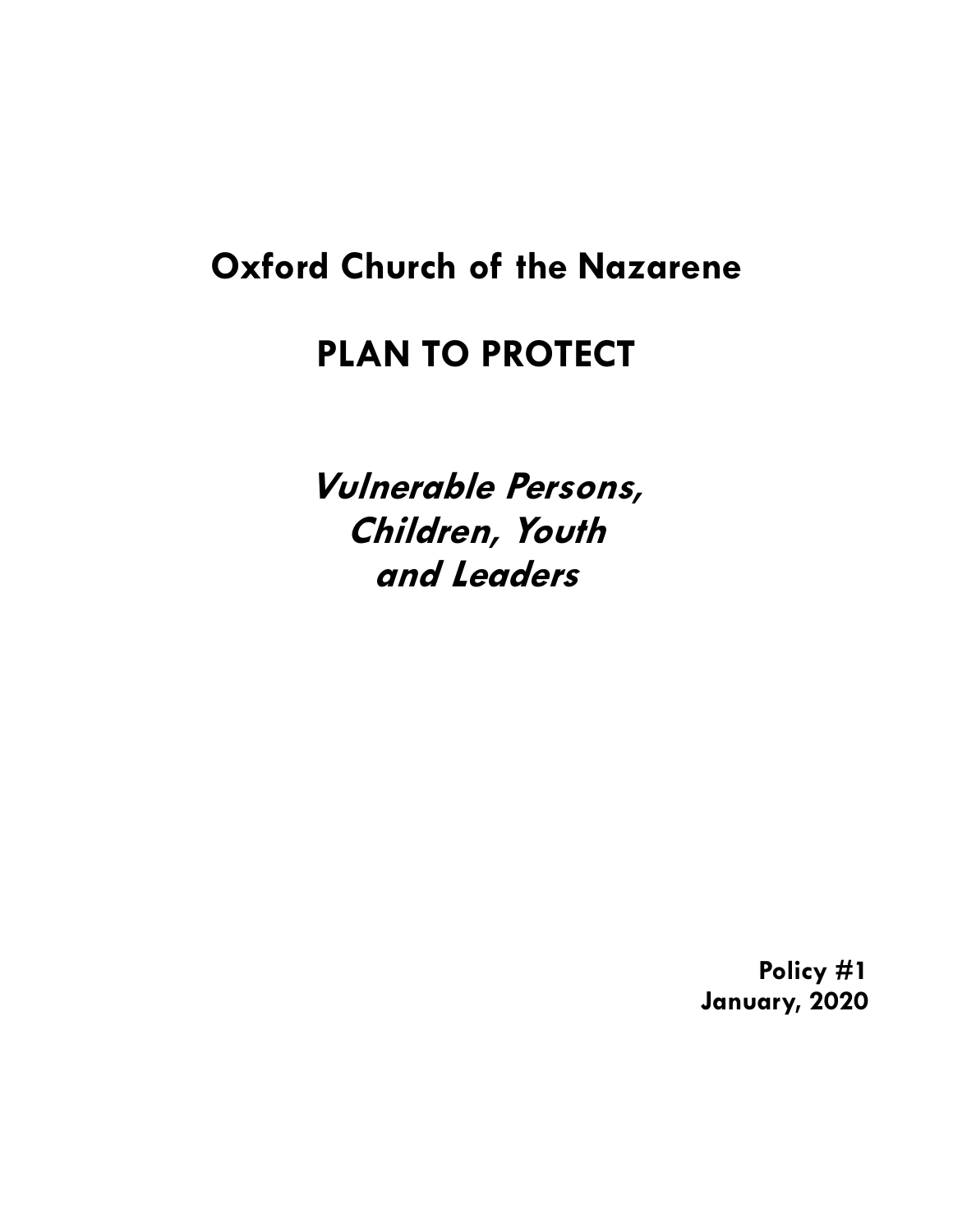# Oxford Church of the Nazarene

# PLAN TO PROTECT

***Vulnerable Persons, Children, Youth and Leaders***

**Policy #1**
**January, 2020**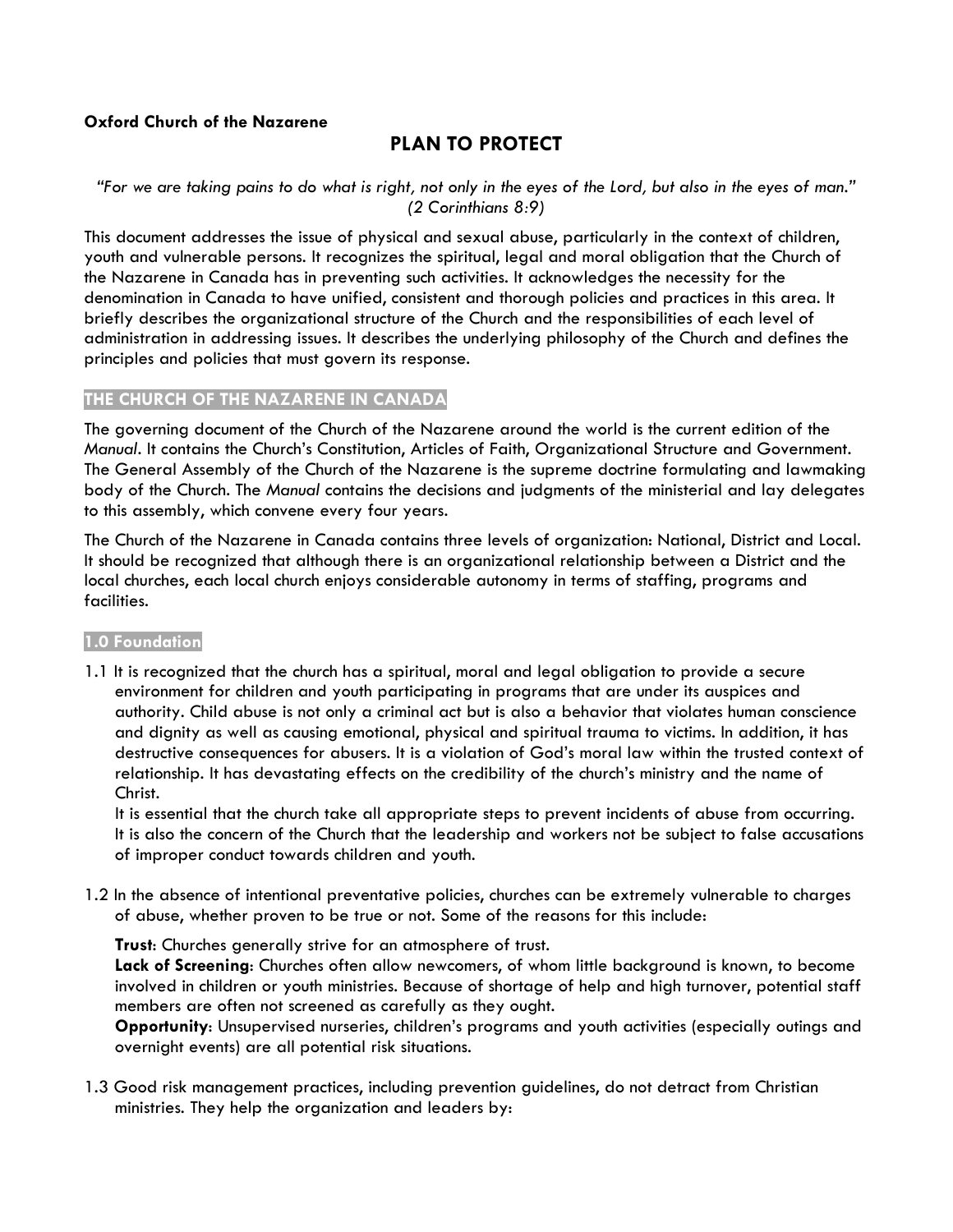**Oxford Church of the Nazarene**

# PLAN TO PROTECT

*"For we are taking pains to do what is right, not only in the eyes of the Lord, but also in the eyes of man." (2 Corinthians 8:9)*

This document addresses the issue of physical and sexual abuse, particularly in the context of children, youth and vulnerable persons. It recognizes the spiritual, legal and moral obligation that the Church of the Nazarene in Canada has in preventing such activities. It acknowledges the necessity for the denomination in Canada to have unified, consistent and thorough policies and practices in this area. It briefly describes the organizational structure of the Church and the responsibilities of each level of administration in addressing issues. It describes the underlying philosophy of the Church and defines the principles and policies that must govern its response.

## THE CHURCH OF THE NAZARENE IN CANADA

The governing document of the Church of the Nazarene around the world is the current edition of the *Manual*. It contains the Church's Constitution, Articles of Faith, Organizational Structure and Government. The General Assembly of the Church of the Nazarene is the supreme doctrine formulating and lawmaking body of the Church. The *Manual* contains the decisions and judgments of the ministerial and lay delegates to this assembly, which convene every four years.

The Church of the Nazarene in Canada contains three levels of organization: National, District and Local. It should be recognized that although there is an organizational relationship between a District and the local churches, each local church enjoys considerable autonomy in terms of staffing, programs and facilities.

### 1.0 Foundation

1.1 It is recognized that the church has a spiritual, moral and legal obligation to provide a secure environment for children and youth participating in programs that are under its auspices and authority. Child abuse is not only a criminal act but is also a behavior that violates human conscience and dignity as well as causing emotional, physical and spiritual trauma to victims. In addition, it has destructive consequences for abusers. It is a violation of God's moral law within the trusted context of relationship. It has devastating effects on the credibility of the church's ministry and the name of Christ.

It is essential that the church take all appropriate steps to prevent incidents of abuse from occurring. It is also the concern of the Church that the leadership and workers not be subject to false accusations of improper conduct towards children and youth.

1.2 In the absence of intentional preventative policies, churches can be extremely vulnerable to charges of abuse, whether proven to be true or not. Some of the reasons for this include:

**Trust**: Churches generally strive for an atmosphere of trust.
**Lack of Screening**: Churches often allow newcomers, of whom little background is known, to become involved in children or youth ministries. Because of shortage of help and high turnover, potential staff members are often not screened as carefully as they ought.
**Opportunity**: Unsupervised nurseries, children's programs and youth activities (especially outings and overnight events) are all potential risk situations.

1.3 Good risk management practices, including prevention guidelines, do not detract from Christian ministries. They help the organization and leaders by: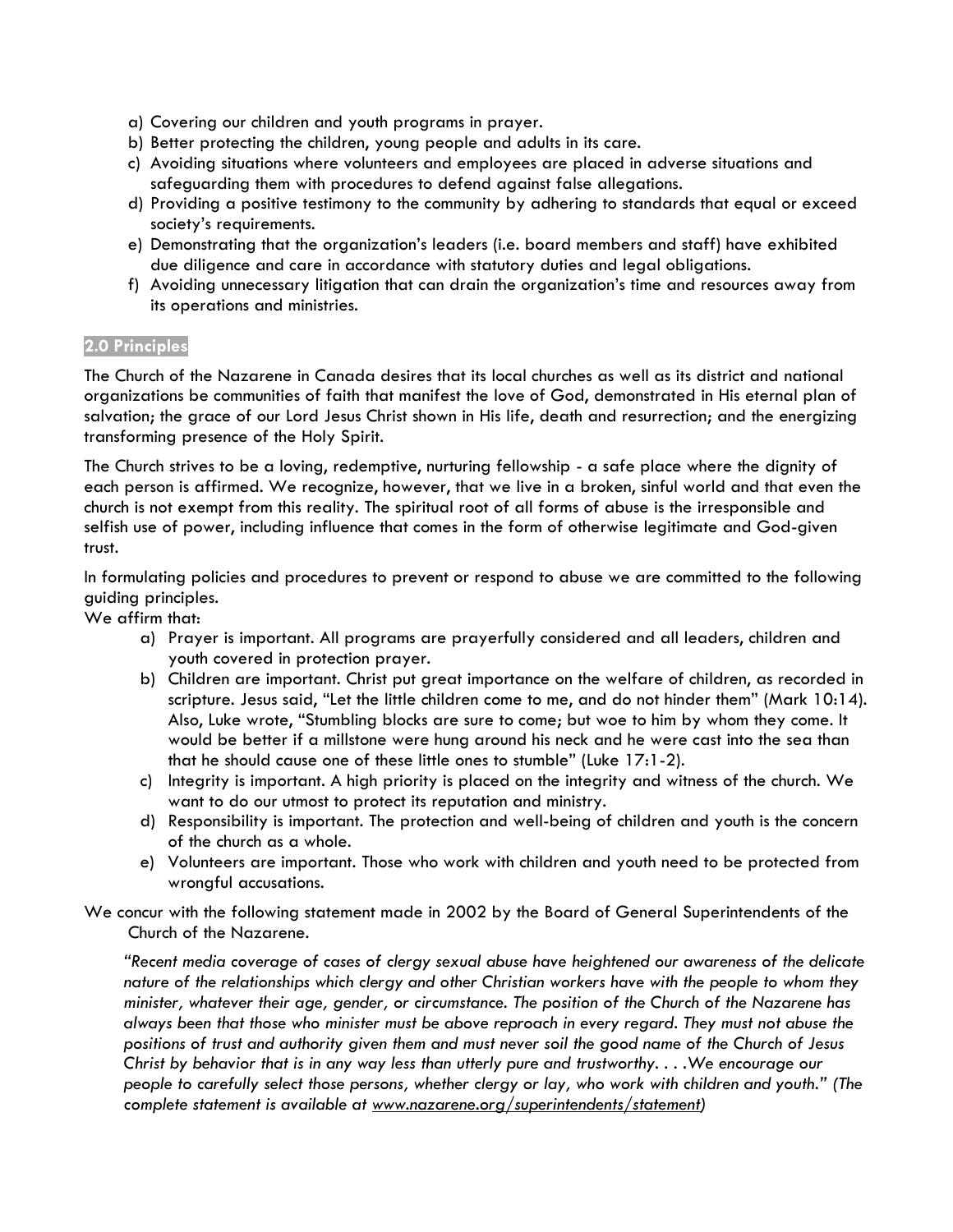a) Covering our children and youth programs in prayer.
b) Better protecting the children, young people and adults in its care.
c) Avoiding situations where volunteers and employees are placed in adverse situations and safeguarding them with procedures to defend against false allegations.
d) Providing a positive testimony to the community by adhering to standards that equal or exceed society's requirements.
e) Demonstrating that the organization's leaders (i.e. board members and staff) have exhibited due diligence and care in accordance with statutory duties and legal obligations.
f) Avoiding unnecessary litigation that can drain the organization's time and resources away from its operations and ministries.

## 2.0 Principles

The Church of the Nazarene in Canada desires that its local churches as well as its district and national organizations be communities of faith that manifest the love of God, demonstrated in His eternal plan of salvation; the grace of our Lord Jesus Christ shown in His life, death and resurrection; and the energizing transforming presence of the Holy Spirit.

The Church strives to be a loving, redemptive, nurturing fellowship - a safe place where the dignity of each person is affirmed. We recognize, however, that we live in a broken, sinful world and that even the church is not exempt from this reality. The spiritual root of all forms of abuse is the irresponsible and selfish use of power, including influence that comes in the form of otherwise legitimate and God-given trust.

In formulating policies and procedures to prevent or respond to abuse we are committed to the following guiding principles.

We affirm that:

a) Prayer is important. All programs are prayerfully considered and all leaders, children and youth covered in protection prayer.
b) Children are important. Christ put great importance on the welfare of children, as recorded in scripture. Jesus said, "Let the little children come to me, and do not hinder them" (Mark 10:14). Also, Luke wrote, "Stumbling blocks are sure to come; but woe to him by whom they come. It would be better if a millstone were hung around his neck and he were cast into the sea than that he should cause one of these little ones to stumble" (Luke 17:1-2).
c) Integrity is important. A high priority is placed on the integrity and witness of the church. We want to do our utmost to protect its reputation and ministry.
d) Responsibility is important. The protection and well-being of children and youth is the concern of the church as a whole.
e) Volunteers are important. Those who work with children and youth need to be protected from wrongful accusations.

We concur with the following statement made in 2002 by the Board of General Superintendents of the Church of the Nazarene.

*"Recent media coverage of cases of clergy sexual abuse have heightened our awareness of the delicate nature of the relationships which clergy and other Christian workers have with the people to whom they minister, whatever their age, gender, or circumstance. The position of the Church of the Nazarene has always been that those who minister must be above reproach in every regard. They must not abuse the positions of trust and authority given them and must never soil the good name of the Church of Jesus Christ by behavior that is in any way less than utterly pure and trustworthy. . . .We encourage our people to carefully select those persons, whether clergy or lay, who work with children and youth." (The complete statement is available at www.nazarene.org/superintendents/statement)*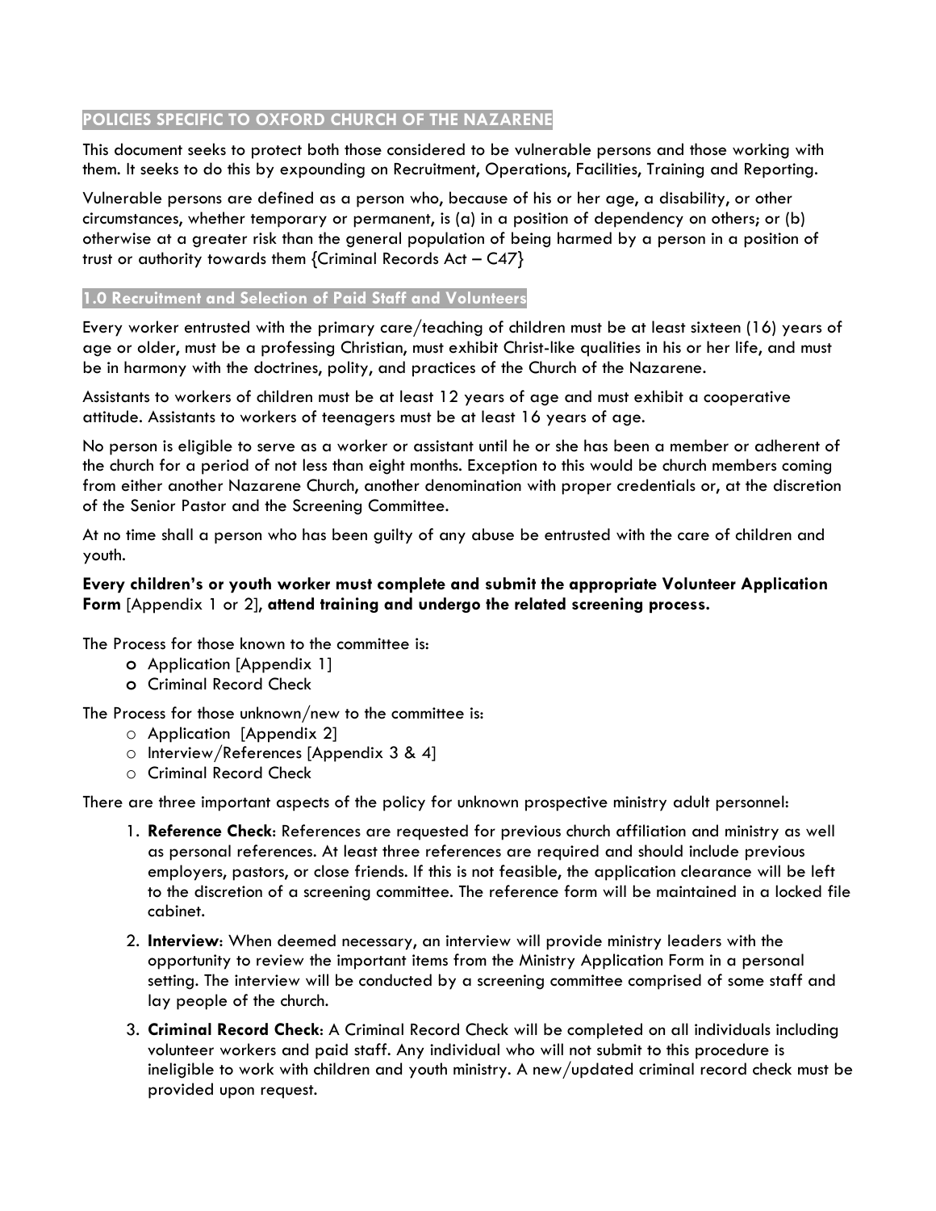## POLICIES SPECIFIC TO OXFORD CHURCH OF THE NAZARENE

This document seeks to protect both those considered to be vulnerable persons and those working with them. It seeks to do this by expounding on Recruitment, Operations, Facilities, Training and Reporting.

Vulnerable persons are defined as a person who, because of his or her age, a disability, or other circumstances, whether temporary or permanent, is (a) in a position of dependency on others; or (b) otherwise at a greater risk than the general population of being harmed by a person in a position of trust or authority towards them {Criminal Records Act – C47}

### 1.0 Recruitment and Selection of Paid Staff and Volunteers

Every worker entrusted with the primary care/teaching of children must be at least sixteen (16) years of age or older, must be a professing Christian, must exhibit Christ-like qualities in his or her life, and must be in harmony with the doctrines, polity, and practices of the Church of the Nazarene.

Assistants to workers of children must be at least 12 years of age and must exhibit a cooperative attitude. Assistants to workers of teenagers must be at least 16 years of age.

No person is eligible to serve as a worker or assistant until he or she has been a member or adherent of the church for a period of not less than eight months. Exception to this would be church members coming from either another Nazarene Church, another denomination with proper credentials or, at the discretion of the Senior Pastor and the Screening Committee.

At no time shall a person who has been guilty of any abuse be entrusted with the care of children and youth.

**Every children's or youth worker must complete and submit the appropriate Volunteer Application Form** [Appendix 1 or 2]**, attend training and undergo the related screening process.**

The Process for those known to the committee is:

- Application [Appendix 1]
- Criminal Record Check

The Process for those unknown/new to the committee is:

- Application [Appendix 2]
- Interview/References [Appendix 3 & 4]
- Criminal Record Check

There are three important aspects of the policy for unknown prospective ministry adult personnel:

1. **Reference Check**: References are requested for previous church affiliation and ministry as well as personal references. At least three references are required and should include previous employers, pastors, or close friends. If this is not feasible, the application clearance will be left to the discretion of a screening committee. The reference form will be maintained in a locked file cabinet.
2. **Interview**: When deemed necessary, an interview will provide ministry leaders with the opportunity to review the important items from the Ministry Application Form in a personal setting. The interview will be conducted by a screening committee comprised of some staff and lay people of the church.
3. **Criminal Record Check**: A Criminal Record Check will be completed on all individuals including volunteer workers and paid staff. Any individual who will not submit to this procedure is ineligible to work with children and youth ministry. A new/updated criminal record check must be provided upon request.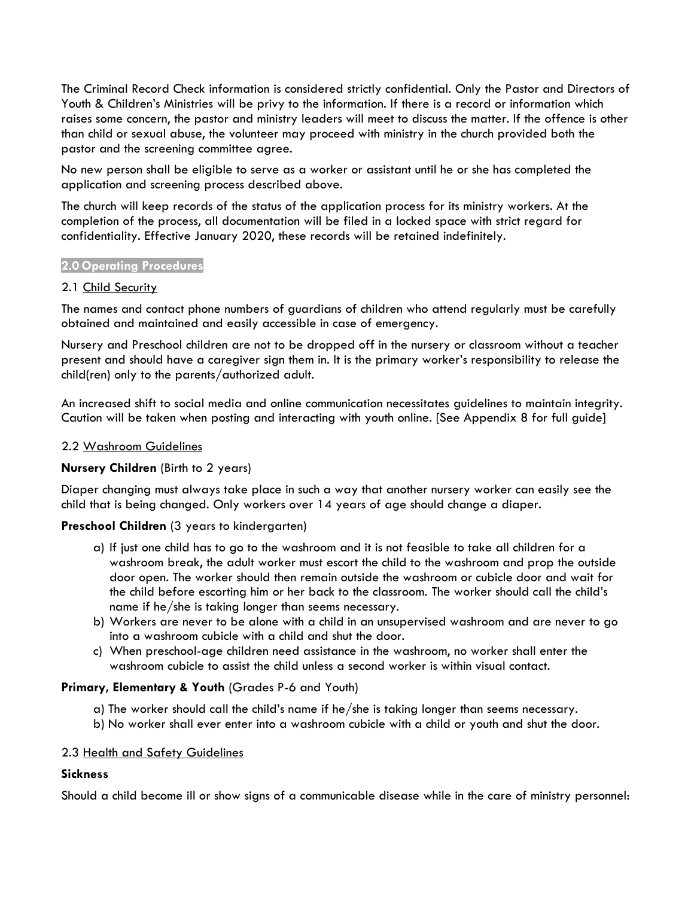The Criminal Record Check information is considered strictly confidential. Only the Pastor and Directors of Youth & Children's Ministries will be privy to the information. If there is a record or information which raises some concern, the pastor and ministry leaders will meet to discuss the matter. If the offence is other than child or sexual abuse, the volunteer may proceed with ministry in the church provided both the pastor and the screening committee agree.

No new person shall be eligible to serve as a worker or assistant until he or she has completed the application and screening process described above.

The church will keep records of the status of the application process for its ministry workers. At the completion of the process, all documentation will be filed in a locked space with strict regard for confidentiality. Effective January 2020, these records will be retained indefinitely.

## 2.0 Operating Procedures

### 2.1 Child Security

The names and contact phone numbers of guardians of children who attend regularly must be carefully obtained and maintained and easily accessible in case of emergency.

Nursery and Preschool children are not to be dropped off in the nursery or classroom without a teacher present and should have a caregiver sign them in. It is the primary worker's responsibility to release the child(ren) only to the parents/authorized adult.

An increased shift to social media and online communication necessitates guidelines to maintain integrity. Caution will be taken when posting and interacting with youth online. [See Appendix 8 for full guide]

### 2.2 Washroom Guidelines

**Nursery Children** (Birth to 2 years)

Diaper changing must always take place in such a way that another nursery worker can easily see the child that is being changed. Only workers over 14 years of age should change a diaper.

**Preschool Children** (3 years to kindergarten)

a) If just one child has to go to the washroom and it is not feasible to take all children for a washroom break, the adult worker must escort the child to the washroom and prop the outside door open. The worker should then remain outside the washroom or cubicle door and wait for the child before escorting him or her back to the classroom. The worker should call the child's name if he/she is taking longer than seems necessary.
b) Workers are never to be alone with a child in an unsupervised washroom and are never to go into a washroom cubicle with a child and shut the door.
c) When preschool-age children need assistance in the washroom, no worker shall enter the washroom cubicle to assist the child unless a second worker is within visual contact.

**Primary, Elementary & Youth** (Grades P-6 and Youth)

a) The worker should call the child's name if he/she is taking longer than seems necessary.
b) No worker shall ever enter into a washroom cubicle with a child or youth and shut the door.

### 2.3 Health and Safety Guidelines

**Sickness**

Should a child become ill or show signs of a communicable disease while in the care of ministry personnel: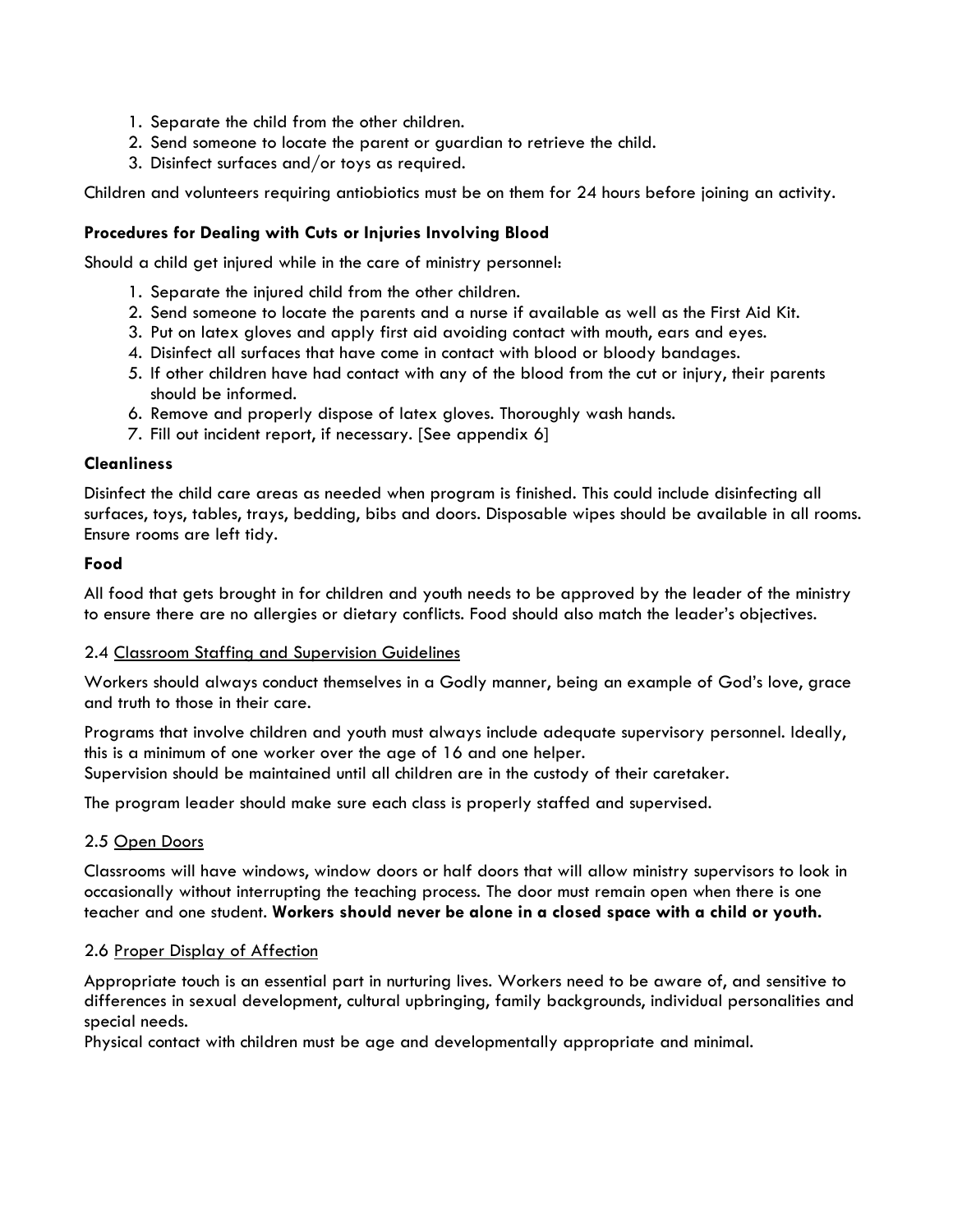1. Separate the child from the other children.
2. Send someone to locate the parent or guardian to retrieve the child.
3. Disinfect surfaces and/or toys as required.

Children and volunteers requiring antiobiotics must be on them for 24 hours before joining an activity.

**Procedures for Dealing with Cuts or Injuries Involving Blood**

Should a child get injured while in the care of ministry personnel:

1. Separate the injured child from the other children.
2. Send someone to locate the parents and a nurse if available as well as the First Aid Kit.
3. Put on latex gloves and apply first aid avoiding contact with mouth, ears and eyes.
4. Disinfect all surfaces that have come in contact with blood or bloody bandages.
5. If other children have had contact with any of the blood from the cut or injury, their parents should be informed.
6. Remove and properly dispose of latex gloves. Thoroughly wash hands.
7. Fill out incident report, if necessary. [See appendix 6]

**Cleanliness**

Disinfect the child care areas as needed when program is finished. This could include disinfecting all surfaces, toys, tables, trays, bedding, bibs and doors. Disposable wipes should be available in all rooms. Ensure rooms are left tidy.

**Food**

All food that gets brought in for children and youth needs to be approved by the leader of the ministry to ensure there are no allergies or dietary conflicts. Food should also match the leader's objectives.

2.4 <u>Classroom Staffing and Supervision Guidelines</u>

Workers should always conduct themselves in a Godly manner, being an example of God's love, grace and truth to those in their care.

Programs that involve children and youth must always include adequate supervisory personnel. Ideally, this is a minimum of one worker over the age of 16 and one helper.
Supervision should be maintained until all children are in the custody of their caretaker.

The program leader should make sure each class is properly staffed and supervised.

2.5 <u>Open Doors</u>

Classrooms will have windows, window doors or half doors that will allow ministry supervisors to look in occasionally without interrupting the teaching process. The door must remain open when there is one teacher and one student. **Workers should never be alone in a closed space with a child or youth.**

2.6 <u>Proper Display of Affection</u>

Appropriate touch is an essential part in nurturing lives. Workers need to be aware of, and sensitive to differences in sexual development, cultural upbringing, family backgrounds, individual personalities and special needs.
Physical contact with children must be age and developmentally appropriate and minimal.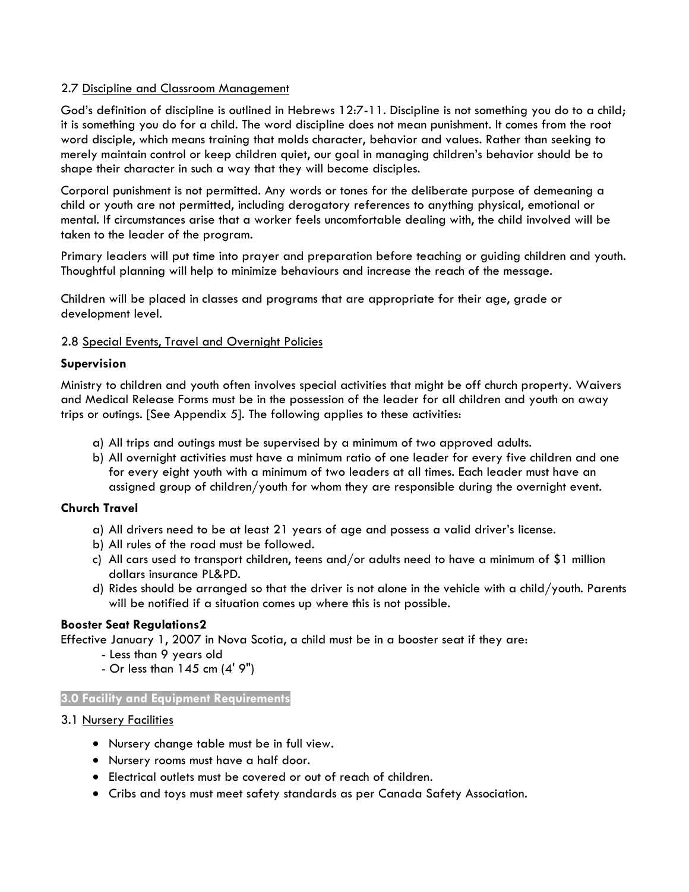2.7 Discipline and Classroom Management

God's definition of discipline is outlined in Hebrews 12:7-11. Discipline is not something you do to a child; it is something you do for a child. The word discipline does not mean punishment. It comes from the root word disciple, which means training that molds character, behavior and values. Rather than seeking to merely maintain control or keep children quiet, our goal in managing children's behavior should be to shape their character in such a way that they will become disciples.

Corporal punishment is not permitted. Any words or tones for the deliberate purpose of demeaning a child or youth are not permitted, including derogatory references to anything physical, emotional or mental. If circumstances arise that a worker feels uncomfortable dealing with, the child involved will be taken to the leader of the program.

Primary leaders will put time into prayer and preparation before teaching or guiding children and youth. Thoughtful planning will help to minimize behaviours and increase the reach of the message.

Children will be placed in classes and programs that are appropriate for their age, grade or development level.

2.8 Special Events, Travel and Overnight Policies

**Supervision**

Ministry to children and youth often involves special activities that might be off church property. Waivers and Medical Release Forms must be in the possession of the leader for all children and youth on away trips or outings. [See Appendix 5]. The following applies to these activities:

a) All trips and outings must be supervised by a minimum of two approved adults.
b) All overnight activities must have a minimum ratio of one leader for every five children and one for every eight youth with a minimum of two leaders at all times. Each leader must have an assigned group of children/youth for whom they are responsible during the overnight event.

**Church Travel**

a) All drivers need to be at least 21 years of age and possess a valid driver's license.
b) All rules of the road must be followed.
c) All cars used to transport children, teens and/or adults need to have a minimum of $1 million dollars insurance PL&PD.
d) Rides should be arranged so that the driver is not alone in the vehicle with a child/youth. Parents will be notified if a situation comes up where this is not possible.

**Booster Seat Regulations2**

Effective January 1, 2007 in Nova Scotia, a child must be in a booster seat if they are:

- Less than 9 years old
- Or less than 145 cm (4' 9")

## 3.0 Facility and Equipment Requirements

3.1 Nursery Facilities

- Nursery change table must be in full view.
- Nursery rooms must have a half door.
- Electrical outlets must be covered or out of reach of children.
- Cribs and toys must meet safety standards as per Canada Safety Association.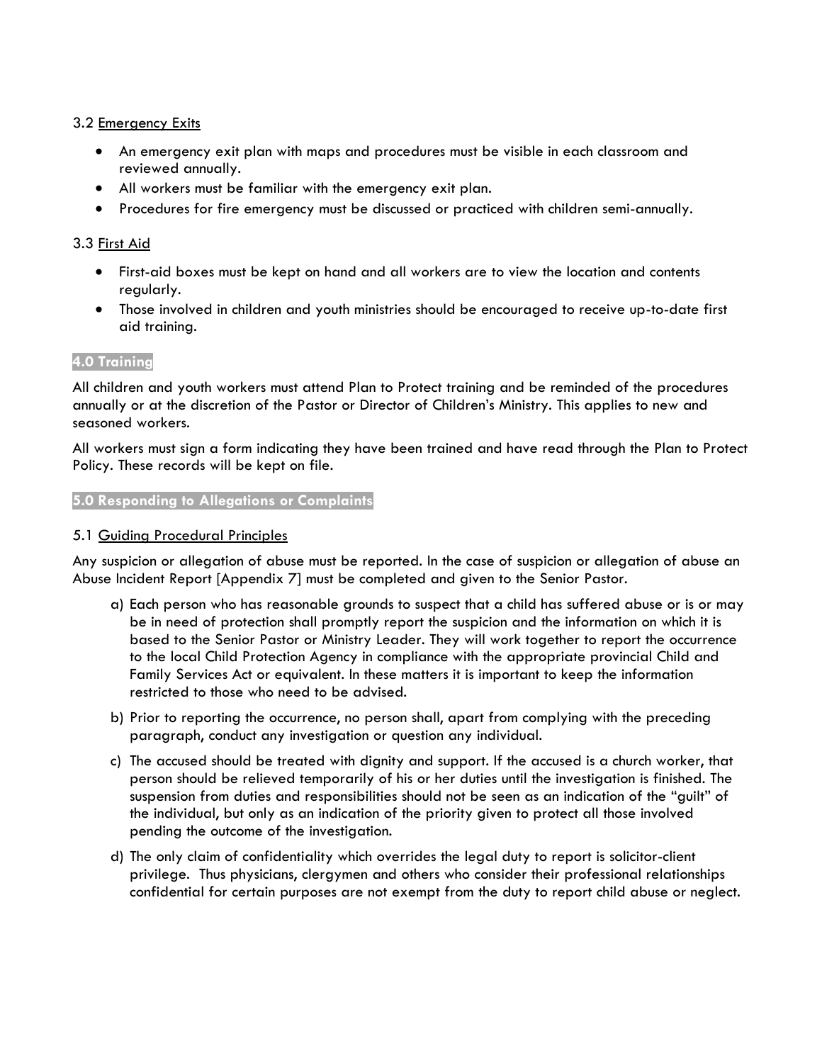### 3.2 Emergency Exits

- An emergency exit plan with maps and procedures must be visible in each classroom and reviewed annually.
- All workers must be familiar with the emergency exit plan.
- Procedures for fire emergency must be discussed or practiced with children semi-annually.

### 3.3 First Aid

- First-aid boxes must be kept on hand and all workers are to view the location and contents regularly.
- Those involved in children and youth ministries should be encouraged to receive up-to-date first aid training.

## 4.0 Training

All children and youth workers must attend Plan to Protect training and be reminded of the procedures annually or at the discretion of the Pastor or Director of Children's Ministry. This applies to new and seasoned workers.

All workers must sign a form indicating they have been trained and have read through the Plan to Protect Policy. These records will be kept on file.

## 5.0 Responding to Allegations or Complaints

### 5.1 Guiding Procedural Principles

Any suspicion or allegation of abuse must be reported. In the case of suspicion or allegation of abuse an Abuse Incident Report [Appendix 7] must be completed and given to the Senior Pastor.

a) Each person who has reasonable grounds to suspect that a child has suffered abuse or is or may be in need of protection shall promptly report the suspicion and the information on which it is based to the Senior Pastor or Ministry Leader. They will work together to report the occurrence to the local Child Protection Agency in compliance with the appropriate provincial Child and Family Services Act or equivalent. In these matters it is important to keep the information restricted to those who need to be advised.

b) Prior to reporting the occurrence, no person shall, apart from complying with the preceding paragraph, conduct any investigation or question any individual.

c) The accused should be treated with dignity and support. If the accused is a church worker, that person should be relieved temporarily of his or her duties until the investigation is finished. The suspension from duties and responsibilities should not be seen as an indication of the "guilt" of the individual, but only as an indication of the priority given to protect all those involved pending the outcome of the investigation.

d) The only claim of confidentiality which overrides the legal duty to report is solicitor-client privilege. Thus physicians, clergymen and others who consider their professional relationships confidential for certain purposes are not exempt from the duty to report child abuse or neglect.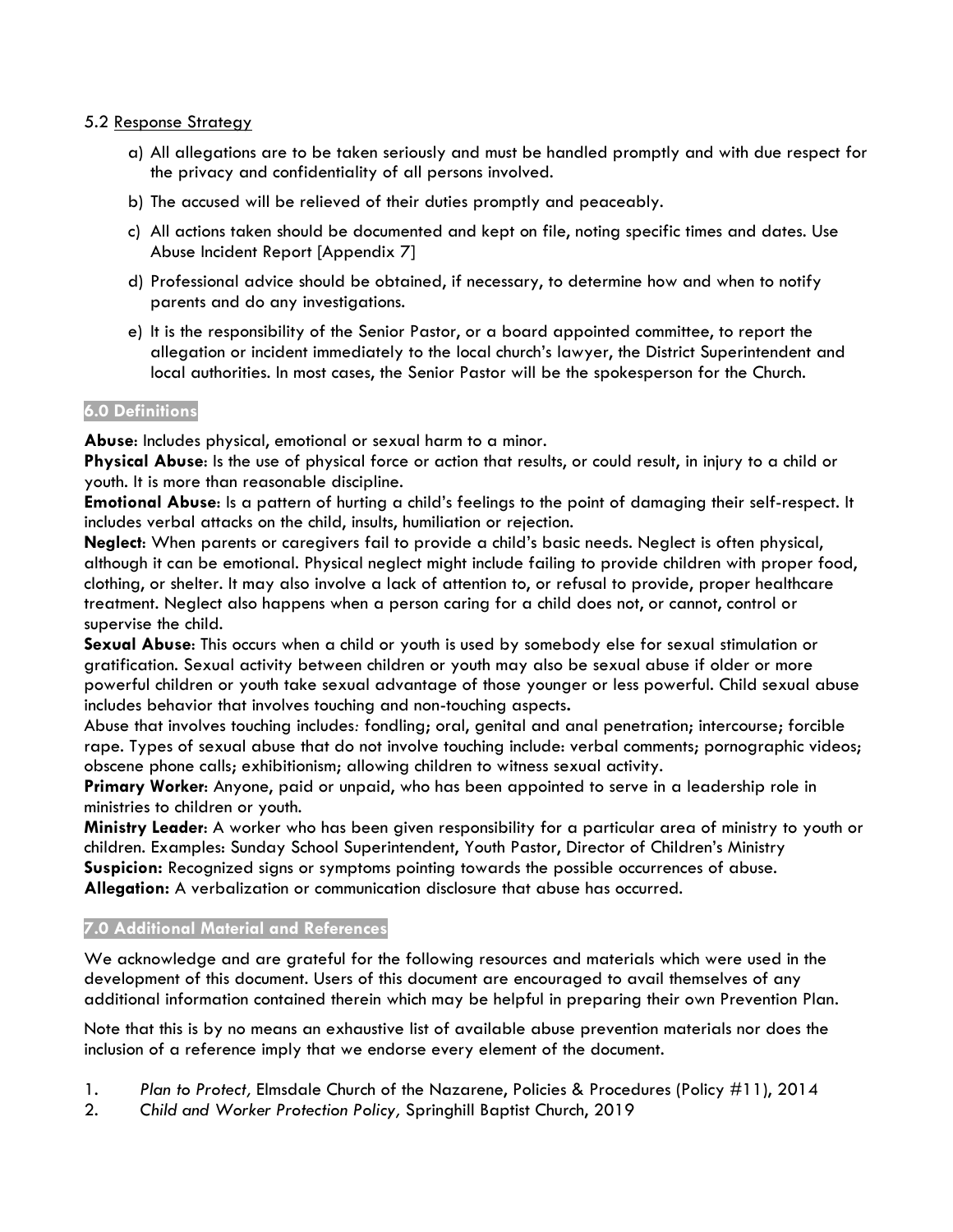5.2 Response Strategy

a) All allegations are to be taken seriously and must be handled promptly and with due respect for the privacy and confidentiality of all persons involved.

b) The accused will be relieved of their duties promptly and peaceably.

c) All actions taken should be documented and kept on file, noting specific times and dates. Use Abuse Incident Report [Appendix 7]

d) Professional advice should be obtained, if necessary, to determine how and when to notify parents and do any investigations.

e) It is the responsibility of the Senior Pastor, or a board appointed committee, to report the allegation or incident immediately to the local church's lawyer, the District Superintendent and local authorities. In most cases, the Senior Pastor will be the spokesperson for the Church.

## 6.0 Definitions

**Abuse**: Includes physical, emotional or sexual harm to a minor.
**Physical Abuse**: Is the use of physical force or action that results, or could result, in injury to a child or youth. It is more than reasonable discipline.
**Emotional Abuse**: Is a pattern of hurting a child's feelings to the point of damaging their self-respect. It includes verbal attacks on the child, insults, humiliation or rejection.
**Neglect**: When parents or caregivers fail to provide a child's basic needs. Neglect is often physical, although it can be emotional. Physical neglect might include failing to provide children with proper food, clothing, or shelter. It may also involve a lack of attention to, or refusal to provide, proper healthcare treatment. Neglect also happens when a person caring for a child does not, or cannot, control or supervise the child.
**Sexual Abuse**: This occurs when a child or youth is used by somebody else for sexual stimulation or gratification. Sexual activity between children or youth may also be sexual abuse if older or more powerful children or youth take sexual advantage of those younger or less powerful. Child sexual abuse includes behavior that involves touching and non-touching aspects.
Abuse that involves touching includes: fondling; oral, genital and anal penetration; intercourse; forcible rape. Types of sexual abuse that do not involve touching include: verbal comments; pornographic videos; obscene phone calls; exhibitionism; allowing children to witness sexual activity.
**Primary Worker**: Anyone, paid or unpaid, who has been appointed to serve in a leadership role in ministries to children or youth.
**Ministry Leader**: A worker who has been given responsibility for a particular area of ministry to youth or children. Examples: Sunday School Superintendent, Youth Pastor, Director of Children's Ministry
**Suspicion:** Recognized signs or symptoms pointing towards the possible occurrences of abuse.
**Allegation:** A verbalization or communication disclosure that abuse has occurred.

## 7.0 Additional Material and References

We acknowledge and are grateful for the following resources and materials which were used in the development of this document. Users of this document are encouraged to avail themselves of any additional information contained therein which may be helpful in preparing their own Prevention Plan.

Note that this is by no means an exhaustive list of available abuse prevention materials nor does the inclusion of a reference imply that we endorse every element of the document.

1. *Plan to Protect,* Elmsdale Church of the Nazarene, Policies & Procedures (Policy #11), 2014
2. *Child and Worker Protection Policy,* Springhill Baptist Church, 2019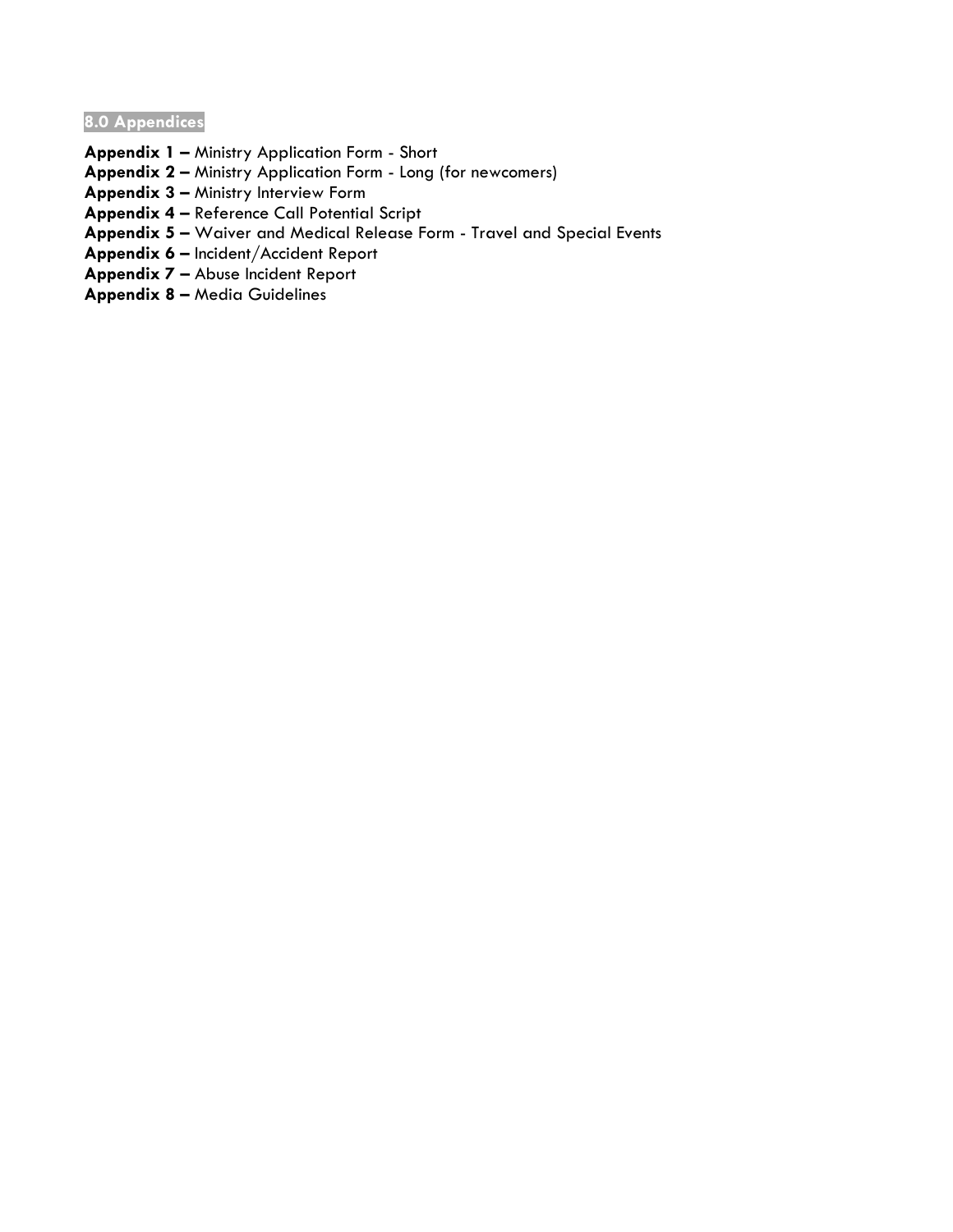## 8.0 Appendices

**Appendix 1 –** Ministry Application Form - Short
**Appendix 2 –** Ministry Application Form - Long (for newcomers)
**Appendix 3 –** Ministry Interview Form
**Appendix 4 –** Reference Call Potential Script
**Appendix 5 –** Waiver and Medical Release Form - Travel and Special Events
**Appendix 6 –** Incident/Accident Report
**Appendix 7 –** Abuse Incident Report
**Appendix 8 –** Media Guidelines